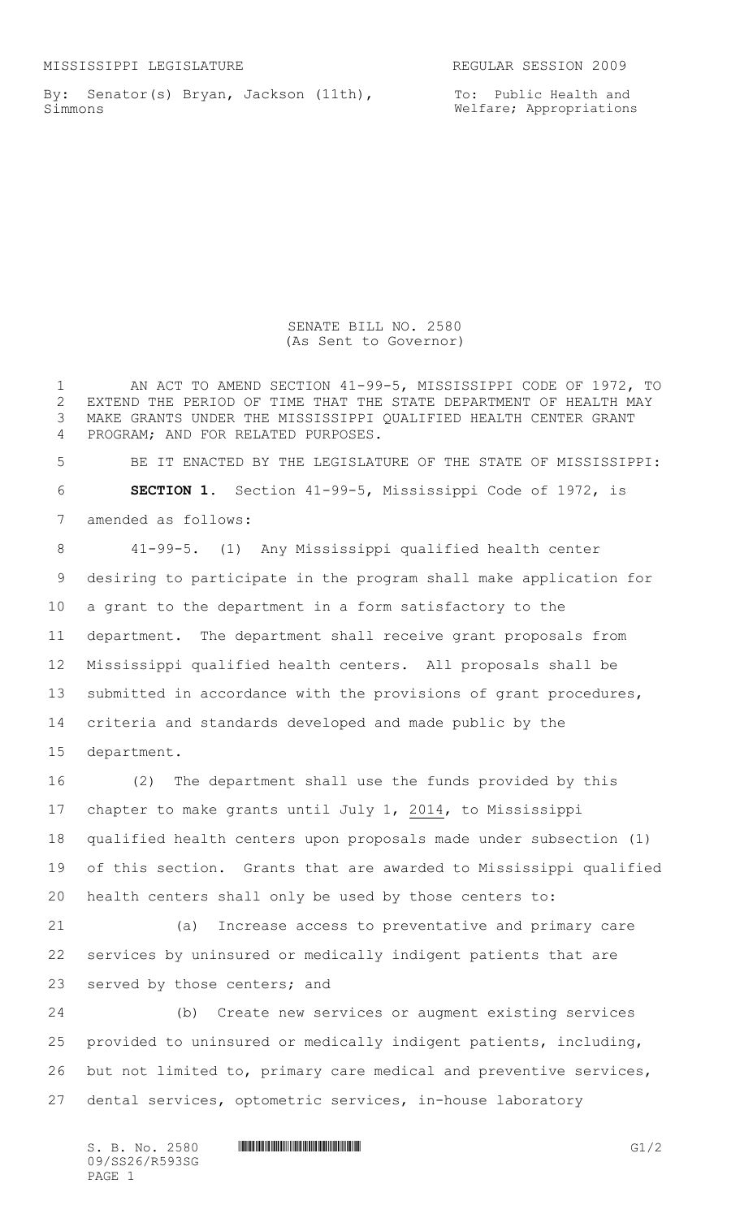MISSISSIPPI LEGISLATURE REGULAR SESSION 2009

By: Senator(s) Bryan, Jackson (11th), Simmons

To: Public Health and Welfare; Appropriations

SENATE BILL NO. 2580
(As Sent to Governor)

AN ACT TO AMEND SECTION 41-99-5, MISSISSIPPI CODE OF 1972, TO EXTEND THE PERIOD OF TIME THAT THE STATE DEPARTMENT OF HEALTH MAY MAKE GRANTS UNDER THE MISSISSIPPI QUALIFIED HEALTH CENTER GRANT PROGRAM; AND FOR RELATED PURPOSES.

BE IT ENACTED BY THE LEGISLATURE OF THE STATE OF MISSISSIPPI:

**SECTION 1.** Section 41-99-5, Mississippi Code of 1972, is amended as follows:

41-99-5. (1) Any Mississippi qualified health center desiring to participate in the program shall make application for a grant to the department in a form satisfactory to the department. The department shall receive grant proposals from Mississippi qualified health centers. All proposals shall be submitted in accordance with the provisions of grant procedures, criteria and standards developed and made public by the department.

(2) The department shall use the funds provided by this chapter to make grants until July 1, 2014, to Mississippi qualified health centers upon proposals made under subsection (1) of this section. Grants that are awarded to Mississippi qualified health centers shall only be used by those centers to:

(a) Increase access to preventative and primary care services by uninsured or medically indigent patients that are served by those centers; and

(b) Create new services or augment existing services provided to uninsured or medically indigent patients, including, but not limited to, primary care medical and preventive services, dental services, optometric services, in-house laboratory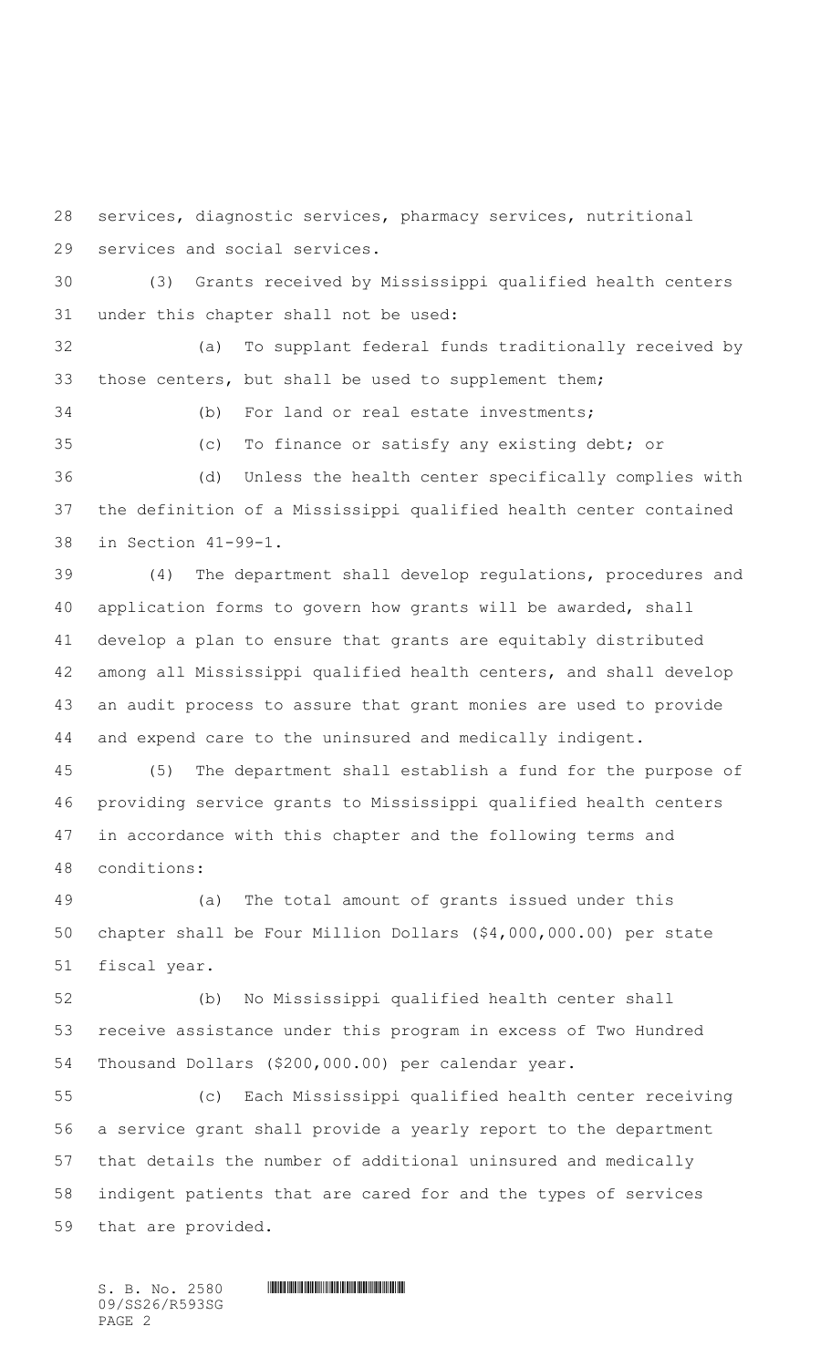services, diagnostic services, pharmacy services, nutritional services and social services.

(3) Grants received by Mississippi qualified health centers under this chapter shall not be used:

(a) To supplant federal funds traditionally received by those centers, but shall be used to supplement them;

(b) For land or real estate investments;

(c) To finance or satisfy any existing debt; or

(d) Unless the health center specifically complies with the definition of a Mississippi qualified health center contained in Section 41-99-1.

(4) The department shall develop regulations, procedures and application forms to govern how grants will be awarded, shall develop a plan to ensure that grants are equitably distributed among all Mississippi qualified health centers, and shall develop an audit process to assure that grant monies are used to provide and expend care to the uninsured and medically indigent.

(5) The department shall establish a fund for the purpose of providing service grants to Mississippi qualified health centers in accordance with this chapter and the following terms and conditions:

(a) The total amount of grants issued under this chapter shall be Four Million Dollars ($4,000,000.00) per state fiscal year.

(b) No Mississippi qualified health center shall receive assistance under this program in excess of Two Hundred Thousand Dollars ($200,000.00) per calendar year.

(c) Each Mississippi qualified health center receiving a service grant shall provide a yearly report to the department that details the number of additional uninsured and medically indigent patients that are cared for and the types of services that are provided.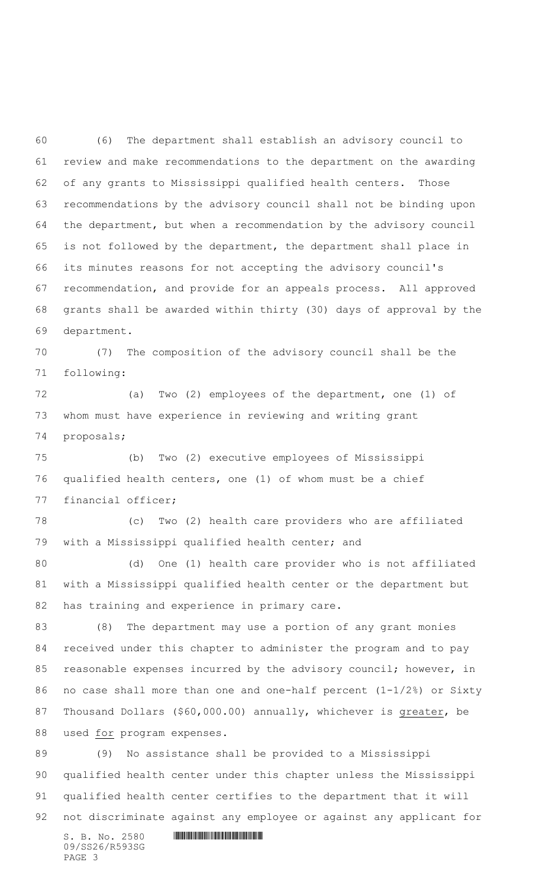(6) The department shall establish an advisory council to review and make recommendations to the department on the awarding of any grants to Mississippi qualified health centers. Those recommendations by the advisory council shall not be binding upon the department, but when a recommendation by the advisory council is not followed by the department, the department shall place in its minutes reasons for not accepting the advisory council's recommendation, and provide for an appeals process. All approved grants shall be awarded within thirty (30) days of approval by the department.

(7) The composition of the advisory council shall be the following:

(a) Two (2) employees of the department, one (1) of whom must have experience in reviewing and writing grant proposals;

(b) Two (2) executive employees of Mississippi qualified health centers, one (1) of whom must be a chief financial officer;

(c) Two (2) health care providers who are affiliated with a Mississippi qualified health center; and

(d) One (1) health care provider who is not affiliated with a Mississippi qualified health center or the department but has training and experience in primary care.

(8) The department may use a portion of any grant monies received under this chapter to administer the program and to pay reasonable expenses incurred by the advisory council; however, in no case shall more than one and one-half percent (1-1/2%) or Sixty Thousand Dollars ($60,000.00) annually, whichever is <u>greater</u>, be used <u>for</u> program expenses.

(9) No assistance shall be provided to a Mississippi qualified health center under this chapter unless the Mississippi qualified health center certifies to the department that it will not discriminate against any employee or against any applicant for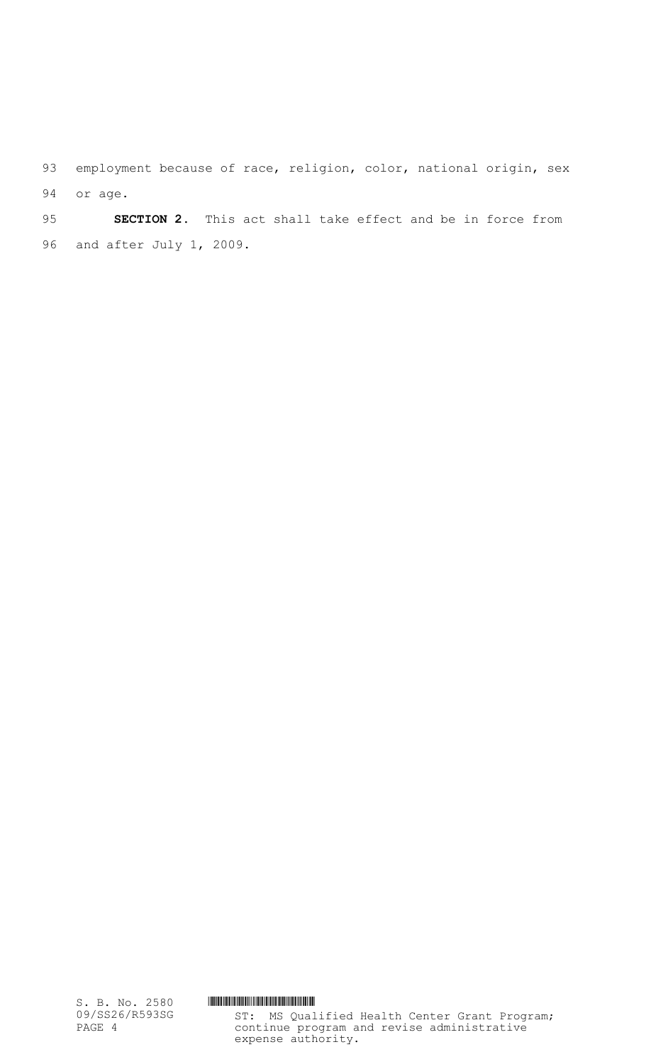employment because of race, religion, color, national origin, sex or age.

**SECTION 2.** This act shall take effect and be in force from and after July 1, 2009.